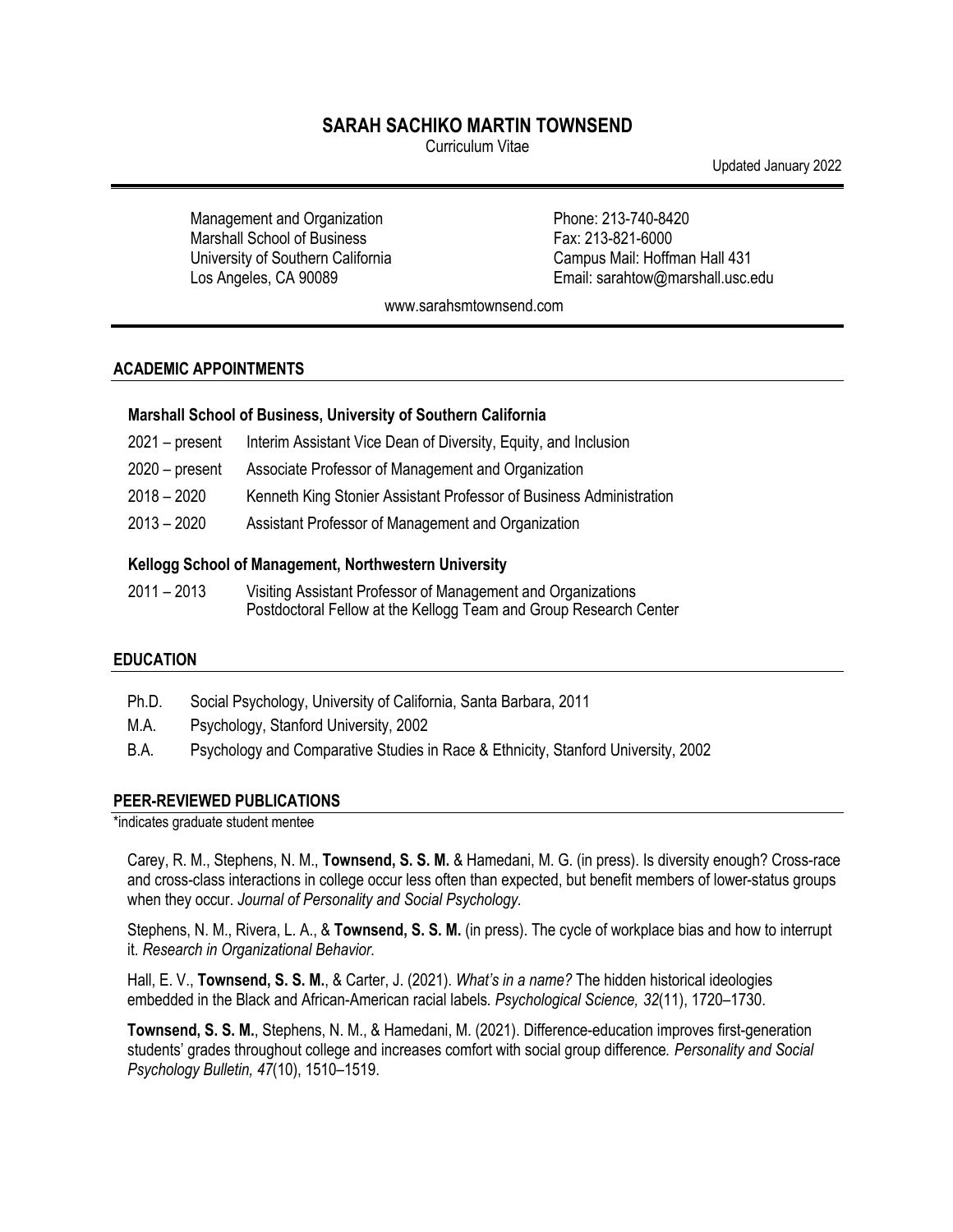# SARAH SACHIKO MARTIN TOWNSEND

Curriculum Vitae

Updated January 2022

Management and Organization
Marshall School of Business
University of Southern California
Los Angeles, CA 90089

Phone: 213-740-8420
Fax: 213-821-6000
Campus Mail: Hoffman Hall 431
Email: sarahtow@marshall.usc.edu

www.sarahsmtownsend.com

## ACADEMIC APPOINTMENTS

### Marshall School of Business, University of Southern California

| | |
|---|---|
| 2021 – present | Interim Assistant Vice Dean of Diversity, Equity, and Inclusion |
| 2020 – present | Associate Professor of Management and Organization |
| 2018 – 2020 | Kenneth King Stonier Assistant Professor of Business Administration |
| 2013 – 2020 | Assistant Professor of Management and Organization |

### Kellogg School of Management, Northwestern University

| | |
|---|---|
| 2011 – 2013 | Visiting Assistant Professor of Management and Organizations<br>Postdoctoral Fellow at the Kellogg Team and Group Research Center |

## EDUCATION

| | |
|---|---|
| Ph.D. | Social Psychology, University of California, Santa Barbara, 2011 |
| M.A. | Psychology, Stanford University, 2002 |
| B.A. | Psychology and Comparative Studies in Race & Ethnicity, Stanford University, 2002 |

## PEER-REVIEWED PUBLICATIONS

*indicates graduate student mentee

Carey, R. M., Stephens, N. M., **Townsend, S. S. M.** & Hamedani, M. G. (in press). Is diversity enough? Cross-race and cross-class interactions in college occur less often than expected, but benefit members of lower-status groups when they occur. *Journal of Personality and Social Psychology.*

Stephens, N. M., Rivera, L. A., & **Townsend, S. S. M.** (in press). The cycle of workplace bias and how to interrupt it. *Research in Organizational Behavior.*

Hall, E. V., **Townsend, S. S. M.**, & Carter, J. (2021). *What's in a name?* The hidden historical ideologies embedded in the Black and African-American racial labels. *Psychological Science, 32*(11), 1720–1730.

**Townsend, S. S. M.**, Stephens, N. M., & Hamedani, M. (2021). Difference-education improves first-generation students' grades throughout college and increases comfort with social group difference. *Personality and Social Psychology Bulletin, 47*(10), 1510–1519.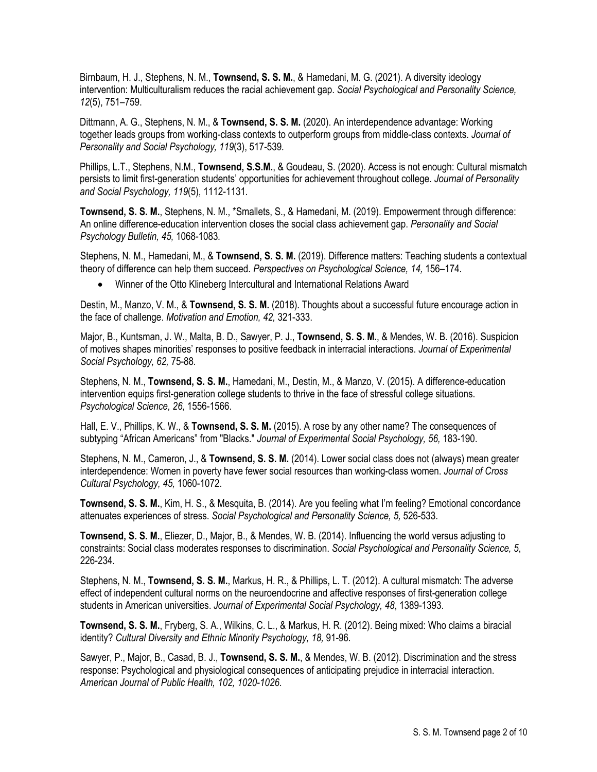Birnbaum, H. J., Stephens, N. M., **Townsend, S. S. M.**, & Hamedani, M. G. (2021). A diversity ideology intervention: Multiculturalism reduces the racial achievement gap. *Social Psychological and Personality Science, 12*(5), 751–759.

Dittmann, A. G., Stephens, N. M., & **Townsend, S. S. M.** (2020). An interdependence advantage: Working together leads groups from working-class contexts to outperform groups from middle-class contexts. *Journal of Personality and Social Psychology, 119*(3), 517-539.

Phillips, L.T., Stephens, N.M., **Townsend, S.S.M.**, & Goudeau, S. (2020). Access is not enough: Cultural mismatch persists to limit first-generation students' opportunities for achievement throughout college. *Journal of Personality and Social Psychology, 119*(5), 1112-1131.

**Townsend, S. S. M.**, Stephens, N. M., *Smallets, S., & Hamedani, M. (2019). Empowerment through difference: An online difference-education intervention closes the social class achievement gap. *Personality and Social Psychology Bulletin, 45,* 1068-1083.

Stephens, N. M., Hamedani, M., & **Townsend, S. S. M.** (2019). Difference matters: Teaching students a contextual theory of difference can help them succeed. *Perspectives on Psychological Science, 14,* 156–174.

- Winner of the Otto Klineberg Intercultural and International Relations Award

Destin, M., Manzo, V. M., & **Townsend, S. S. M.** (2018). Thoughts about a successful future encourage action in the face of challenge. *Motivation and Emotion, 42,* 321-333.

Major, B., Kuntsman, J. W., Malta, B. D., Sawyer, P. J., **Townsend, S. S. M.**, & Mendes, W. B. (2016). Suspicion of motives shapes minorities' responses to positive feedback in interracial interactions. *Journal of Experimental Social Psychology, 62,* 75-88.

Stephens, N. M., **Townsend, S. S. M.**, Hamedani, M., Destin, M., & Manzo, V. (2015). A difference-education intervention equips first-generation college students to thrive in the face of stressful college situations. *Psychological Science, 26,* 1556-1566.

Hall, E. V., Phillips, K. W., & **Townsend, S. S. M.** (2015). A rose by any other name? The consequences of subtyping "African Americans" from "Blacks." *Journal of Experimental Social Psychology, 56,* 183-190.

Stephens, N. M., Cameron, J., & **Townsend, S. S. M.** (2014). Lower social class does not (always) mean greater interdependence: Women in poverty have fewer social resources than working-class women. *Journal of Cross Cultural Psychology, 45,* 1060-1072.

**Townsend, S. S. M.**, Kim, H. S., & Mesquita, B. (2014). Are you feeling what I'm feeling? Emotional concordance attenuates experiences of stress. *Social Psychological and Personality Science, 5,* 526-533.

**Townsend, S. S. M.**, Eliezer, D., Major, B., & Mendes, W. B. (2014). Influencing the world versus adjusting to constraints: Social class moderates responses to discrimination. *Social Psychological and Personality Science, 5*, 226-234.

Stephens, N. M., **Townsend, S. S. M.**, Markus, H. R., & Phillips, L. T. (2012). A cultural mismatch: The adverse effect of independent cultural norms on the neuroendocrine and affective responses of first-generation college students in American universities. *Journal of Experimental Social Psychology, 48*, 1389-1393.

**Townsend, S. S. M.**, Fryberg, S. A., Wilkins, C. L., & Markus, H. R. (2012). Being mixed: Who claims a biracial identity? *Cultural Diversity and Ethnic Minority Psychology, 18,* 91-96.

Sawyer, P., Major, B., Casad, B. J., **Townsend, S. S. M.**, & Mendes, W. B. (2012). Discrimination and the stress response: Psychological and physiological consequences of anticipating prejudice in interracial interaction. *American Journal of Public Health, 102, 1020-1026*.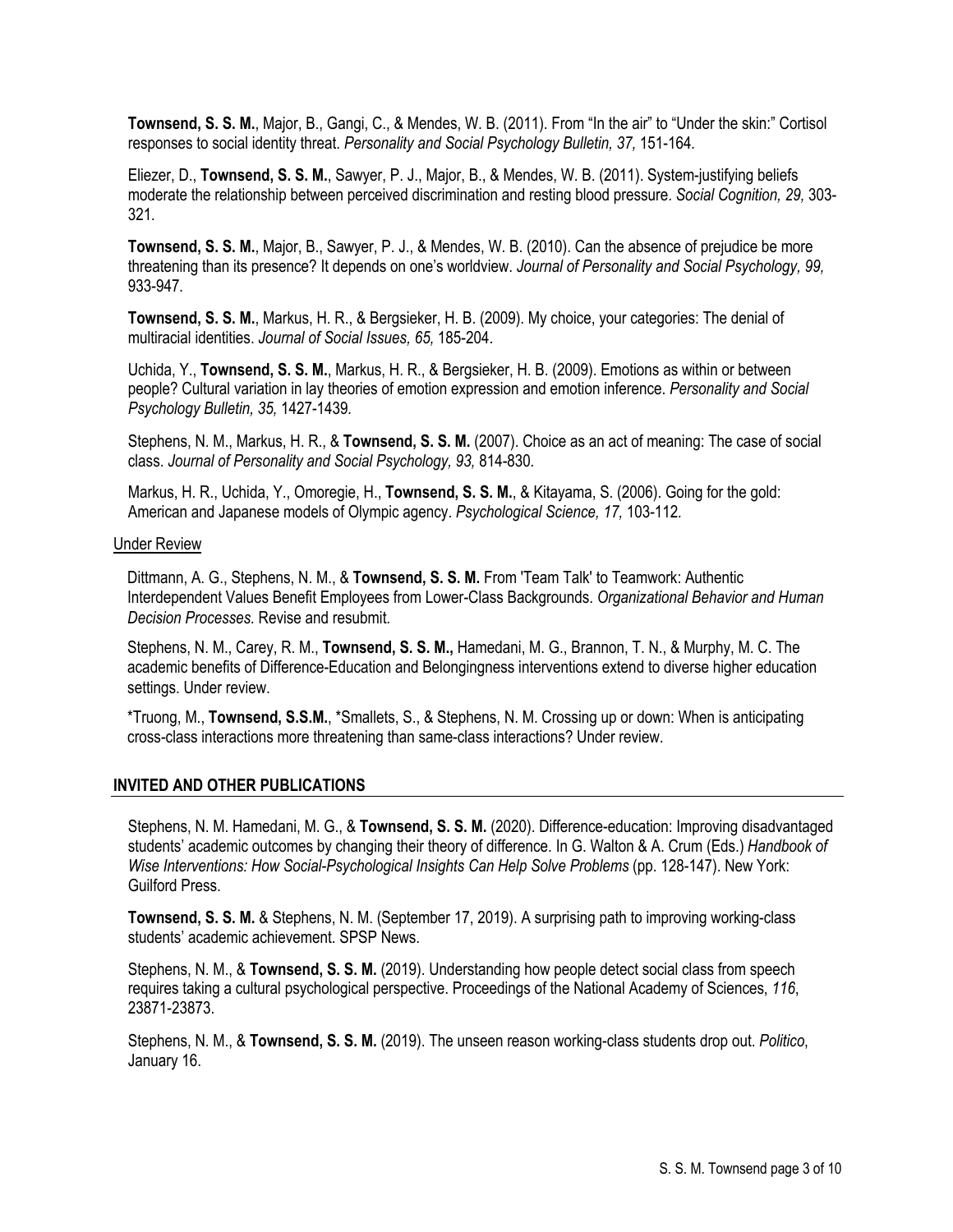**Townsend, S. S. M.**, Major, B., Gangi, C., & Mendes, W. B. (2011). From "In the air" to "Under the skin:" Cortisol responses to social identity threat. *Personality and Social Psychology Bulletin, 37,* 151-164.

Eliezer, D., **Townsend, S. S. M.**, Sawyer, P. J., Major, B., & Mendes, W. B. (2011). System-justifying beliefs moderate the relationship between perceived discrimination and resting blood pressure. *Social Cognition, 29,* 303-321.

**Townsend, S. S. M.**, Major, B., Sawyer, P. J., & Mendes, W. B. (2010). Can the absence of prejudice be more threatening than its presence? It depends on one's worldview. *Journal of Personality and Social Psychology, 99,* 933-947.

**Townsend, S. S. M.**, Markus, H. R., & Bergsieker, H. B. (2009). My choice, your categories: The denial of multiracial identities. *Journal of Social Issues, 65,* 185-204.

Uchida, Y., **Townsend, S. S. M.**, Markus, H. R., & Bergsieker, H. B. (2009). Emotions as within or between people? Cultural variation in lay theories of emotion expression and emotion inference. *Personality and Social Psychology Bulletin, 35,* 1427-1439.

Stephens, N. M., Markus, H. R., & **Townsend, S. S. M.** (2007). Choice as an act of meaning: The case of social class. *Journal of Personality and Social Psychology, 93,* 814-830.

Markus, H. R., Uchida, Y., Omoregie, H., **Townsend, S. S. M.**, & Kitayama, S. (2006). Going for the gold: American and Japanese models of Olympic agency. *Psychological Science, 17,* 103-112.

Under Review

Dittmann, A. G., Stephens, N. M., & **Townsend, S. S. M.** From 'Team Talk' to Teamwork: Authentic Interdependent Values Benefit Employees from Lower-Class Backgrounds. *Organizational Behavior and Human Decision Processes.* Revise and resubmit.

Stephens, N. M., Carey, R. M., **Townsend, S. S. M.,** Hamedani, M. G., Brannon, T. N., & Murphy, M. C. The academic benefits of Difference-Education and Belongingness interventions extend to diverse higher education settings. Under review.

*Truong, M., **Townsend, S.S.M.**, *Smallets, S., & Stephens, N. M. Crossing up or down: When is anticipating cross-class interactions more threatening than same-class interactions? Under review.

## INVITED AND OTHER PUBLICATIONS

Stephens, N. M. Hamedani, M. G., & **Townsend, S. S. M.** (2020). Difference-education: Improving disadvantaged students' academic outcomes by changing their theory of difference. In G. Walton & A. Crum (Eds.) *Handbook of Wise Interventions: How Social-Psychological Insights Can Help Solve Problems* (pp. 128-147). New York: Guilford Press.

**Townsend, S. S. M.** & Stephens, N. M. (September 17, 2019). A surprising path to improving working-class students' academic achievement. SPSP News.

Stephens, N. M., & **Townsend, S. S. M.** (2019). Understanding how people detect social class from speech requires taking a cultural psychological perspective. Proceedings of the National Academy of Sciences, *116*, 23871-23873.

Stephens, N. M., & **Townsend, S. S. M.** (2019). The unseen reason working-class students drop out. *Politico*, January 16.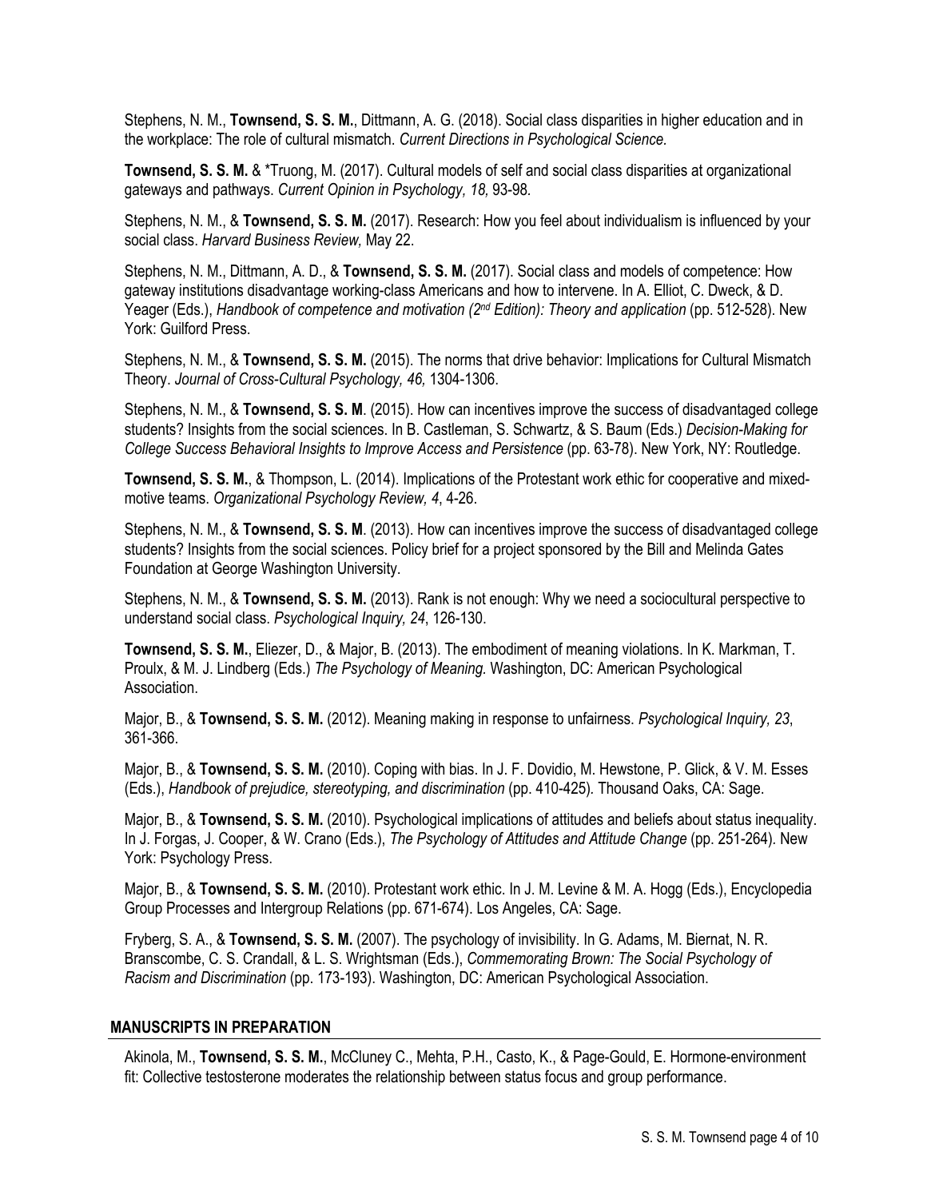Stephens, N. M., **Townsend, S. S. M.**, Dittmann, A. G. (2018). Social class disparities in higher education and in the workplace: The role of cultural mismatch. *Current Directions in Psychological Science.*

**Townsend, S. S. M.** & *Truong, M. (2017). Cultural models of self and social class disparities at organizational gateways and pathways. *Current Opinion in Psychology, 18,* 93-98.

Stephens, N. M., & **Townsend, S. S. M.** (2017). Research: How you feel about individualism is influenced by your social class. *Harvard Business Review,* May 22.

Stephens, N. M., Dittmann, A. D., & **Townsend, S. S. M.** (2017). Social class and models of competence: How gateway institutions disadvantage working-class Americans and how to intervene. In A. Elliot, C. Dweck, & D. Yeager (Eds.), *Handbook of competence and motivation (2nd Edition): Theory and application* (pp. 512-528). New York: Guilford Press.

Stephens, N. M., & **Townsend, S. S. M.** (2015). The norms that drive behavior: Implications for Cultural Mismatch Theory. *Journal of Cross-Cultural Psychology, 46,* 1304-1306.

Stephens, N. M., & **Townsend, S. S. M**. (2015). How can incentives improve the success of disadvantaged college students? Insights from the social sciences. In B. Castleman, S. Schwartz, & S. Baum (Eds.) *Decision-Making for College Success Behavioral Insights to Improve Access and Persistence* (pp. 63-78). New York, NY: Routledge.

**Townsend, S. S. M.**, & Thompson, L. (2014). Implications of the Protestant work ethic for cooperative and mixed-motive teams. *Organizational Psychology Review, 4*, 4-26.

Stephens, N. M., & **Townsend, S. S. M**. (2013). How can incentives improve the success of disadvantaged college students? Insights from the social sciences. Policy brief for a project sponsored by the Bill and Melinda Gates Foundation at George Washington University.

Stephens, N. M., & **Townsend, S. S. M.** (2013). Rank is not enough: Why we need a sociocultural perspective to understand social class. *Psychological Inquiry, 24*, 126-130.

**Townsend, S. S. M.**, Eliezer, D., & Major, B. (2013). The embodiment of meaning violations. In K. Markman, T. Proulx, & M. J. Lindberg (Eds.) *The Psychology of Meaning.* Washington, DC: American Psychological Association.

Major, B., & **Townsend, S. S. M.** (2012). Meaning making in response to unfairness. *Psychological Inquiry, 23*, 361-366.

Major, B., & **Townsend, S. S. M.** (2010). Coping with bias. In J. F. Dovidio, M. Hewstone, P. Glick, & V. M. Esses (Eds.), *Handbook of prejudice, stereotyping, and discrimination* (pp. 410-425). Thousand Oaks, CA: Sage.

Major, B., & **Townsend, S. S. M.** (2010). Psychological implications of attitudes and beliefs about status inequality. In J. Forgas, J. Cooper, & W. Crano (Eds.), *The Psychology of Attitudes and Attitude Change* (pp. 251-264). New York: Psychology Press.

Major, B., & **Townsend, S. S. M.** (2010). Protestant work ethic. In J. M. Levine & M. A. Hogg (Eds.), Encyclopedia Group Processes and Intergroup Relations (pp. 671-674). Los Angeles, CA: Sage.

Fryberg, S. A., & **Townsend, S. S. M.** (2007). The psychology of invisibility. In G. Adams, M. Biernat, N. R. Branscombe, C. S. Crandall, & L. S. Wrightsman (Eds.), *Commemorating Brown: The Social Psychology of Racism and Discrimination* (pp. 173-193). Washington, DC: American Psychological Association.

## MANUSCRIPTS IN PREPARATION

Akinola, M., **Townsend, S. S. M.**, McCluney C., Mehta, P.H., Casto, K., & Page-Gould, E. Hormone-environment fit: Collective testosterone moderates the relationship between status focus and group performance.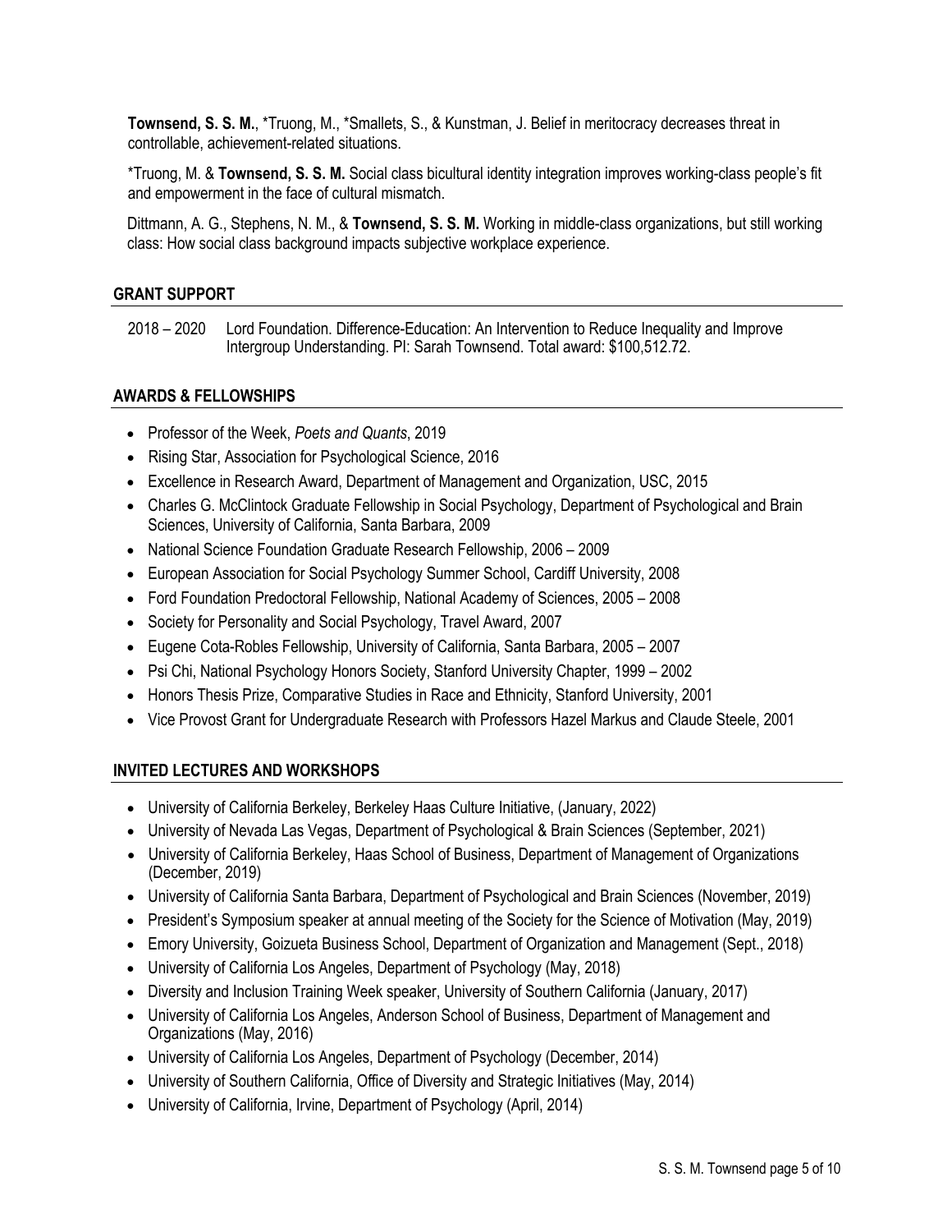**Townsend, S. S. M.**, *Truong, M., *Smallets, S., & Kunstman, J. Belief in meritocracy decreases threat in controllable, achievement-related situations.

*Truong, M. & **Townsend, S. S. M.** Social class bicultural identity integration improves working-class people's fit and empowerment in the face of cultural mismatch.

Dittmann, A. G., Stephens, N. M., & **Townsend, S. S. M.** Working in middle-class organizations, but still working class: How social class background impacts subjective workplace experience.

## GRANT SUPPORT

2018 – 2020 Lord Foundation. Difference-Education: An Intervention to Reduce Inequality and Improve Intergroup Understanding. PI: Sarah Townsend. Total award: $100,512.72.

## AWARDS & FELLOWSHIPS

- Professor of the Week, *Poets and Quants*, 2019
- Rising Star, Association for Psychological Science, 2016
- Excellence in Research Award, Department of Management and Organization, USC, 2015
- Charles G. McClintock Graduate Fellowship in Social Psychology, Department of Psychological and Brain Sciences, University of California, Santa Barbara, 2009
- National Science Foundation Graduate Research Fellowship, 2006 – 2009
- European Association for Social Psychology Summer School, Cardiff University, 2008
- Ford Foundation Predoctoral Fellowship, National Academy of Sciences, 2005 – 2008
- Society for Personality and Social Psychology, Travel Award, 2007
- Eugene Cota-Robles Fellowship, University of California, Santa Barbara, 2005 – 2007
- Psi Chi, National Psychology Honors Society, Stanford University Chapter, 1999 – 2002
- Honors Thesis Prize, Comparative Studies in Race and Ethnicity, Stanford University, 2001
- Vice Provost Grant for Undergraduate Research with Professors Hazel Markus and Claude Steele, 2001

## INVITED LECTURES AND WORKSHOPS

- University of California Berkeley, Berkeley Haas Culture Initiative, (January, 2022)
- University of Nevada Las Vegas, Department of Psychological & Brain Sciences (September, 2021)
- University of California Berkeley, Haas School of Business, Department of Management of Organizations (December, 2019)
- University of California Santa Barbara, Department of Psychological and Brain Sciences (November, 2019)
- President's Symposium speaker at annual meeting of the Society for the Science of Motivation (May, 2019)
- Emory University, Goizueta Business School, Department of Organization and Management (Sept., 2018)
- University of California Los Angeles, Department of Psychology (May, 2018)
- Diversity and Inclusion Training Week speaker, University of Southern California (January, 2017)
- University of California Los Angeles, Anderson School of Business, Department of Management and Organizations (May, 2016)
- University of California Los Angeles, Department of Psychology (December, 2014)
- University of Southern California, Office of Diversity and Strategic Initiatives (May, 2014)
- University of California, Irvine, Department of Psychology (April, 2014)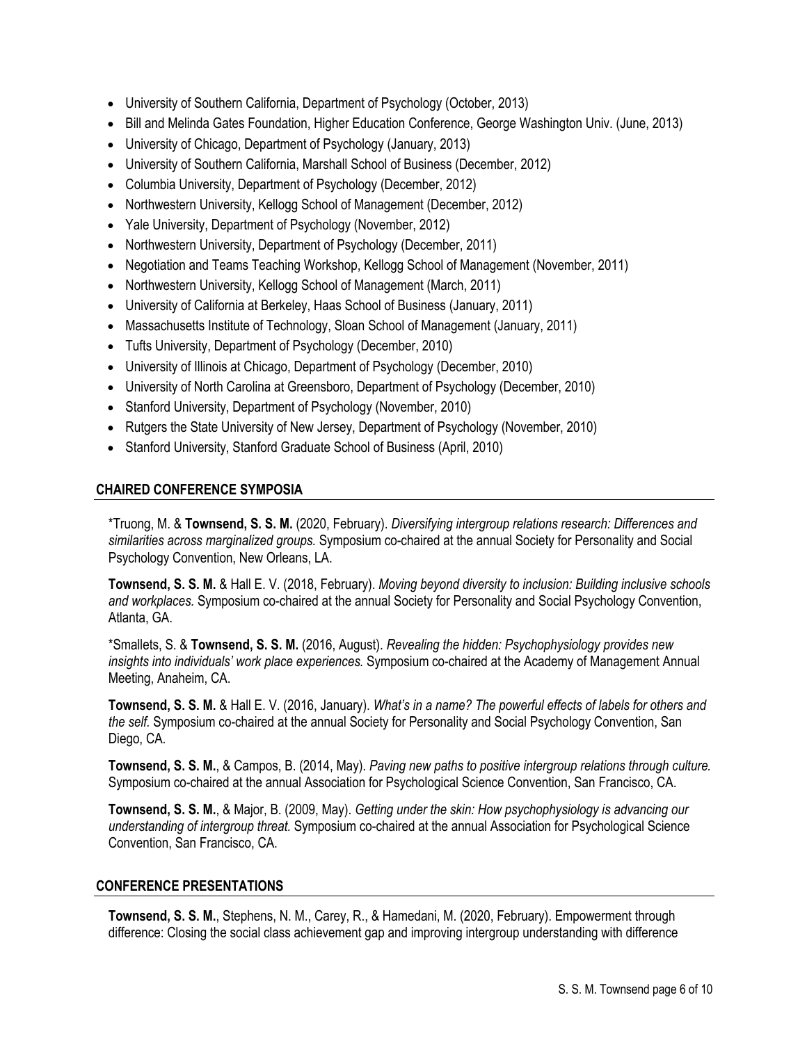- University of Southern California, Department of Psychology (October, 2013)
- Bill and Melinda Gates Foundation, Higher Education Conference, George Washington Univ. (June, 2013)
- University of Chicago, Department of Psychology (January, 2013)
- University of Southern California, Marshall School of Business (December, 2012)
- Columbia University, Department of Psychology (December, 2012)
- Northwestern University, Kellogg School of Management (December, 2012)
- Yale University, Department of Psychology (November, 2012)
- Northwestern University, Department of Psychology (December, 2011)
- Negotiation and Teams Teaching Workshop, Kellogg School of Management (November, 2011)
- Northwestern University, Kellogg School of Management (March, 2011)
- University of California at Berkeley, Haas School of Business (January, 2011)
- Massachusetts Institute of Technology, Sloan School of Management (January, 2011)
- Tufts University, Department of Psychology (December, 2010)
- University of Illinois at Chicago, Department of Psychology (December, 2010)
- University of North Carolina at Greensboro, Department of Psychology (December, 2010)
- Stanford University, Department of Psychology (November, 2010)
- Rutgers the State University of New Jersey, Department of Psychology (November, 2010)
- Stanford University, Stanford Graduate School of Business (April, 2010)

## CHAIRED CONFERENCE SYMPOSIA

*Truong, M. & **Townsend, S. S. M.** (2020, February). *Diversifying intergroup relations research: Differences and similarities across marginalized groups.* Symposium co-chaired at the annual Society for Personality and Social Psychology Convention, New Orleans, LA.

**Townsend, S. S. M.** & Hall E. V. (2018, February). *Moving beyond diversity to inclusion: Building inclusive schools and workplaces.* Symposium co-chaired at the annual Society for Personality and Social Psychology Convention, Atlanta, GA.

*Smallets, S. & **Townsend, S. S. M.** (2016, August). *Revealing the hidden: Psychophysiology provides new insights into individuals' work place experiences.* Symposium co-chaired at the Academy of Management Annual Meeting, Anaheim, CA.

**Townsend, S. S. M.** & Hall E. V. (2016, January). *What's in a name? The powerful effects of labels for others and the self.* Symposium co-chaired at the annual Society for Personality and Social Psychology Convention, San Diego, CA.

**Townsend, S. S. M.**, & Campos, B. (2014, May). *Paving new paths to positive intergroup relations through culture.* Symposium co-chaired at the annual Association for Psychological Science Convention, San Francisco, CA.

**Townsend, S. S. M.**, & Major, B. (2009, May). *Getting under the skin: How psychophysiology is advancing our understanding of intergroup threat.* Symposium co-chaired at the annual Association for Psychological Science Convention, San Francisco, CA.

## CONFERENCE PRESENTATIONS

**Townsend, S. S. M.**, Stephens, N. M., Carey, R., & Hamedani, M. (2020, February). Empowerment through difference: Closing the social class achievement gap and improving intergroup understanding with difference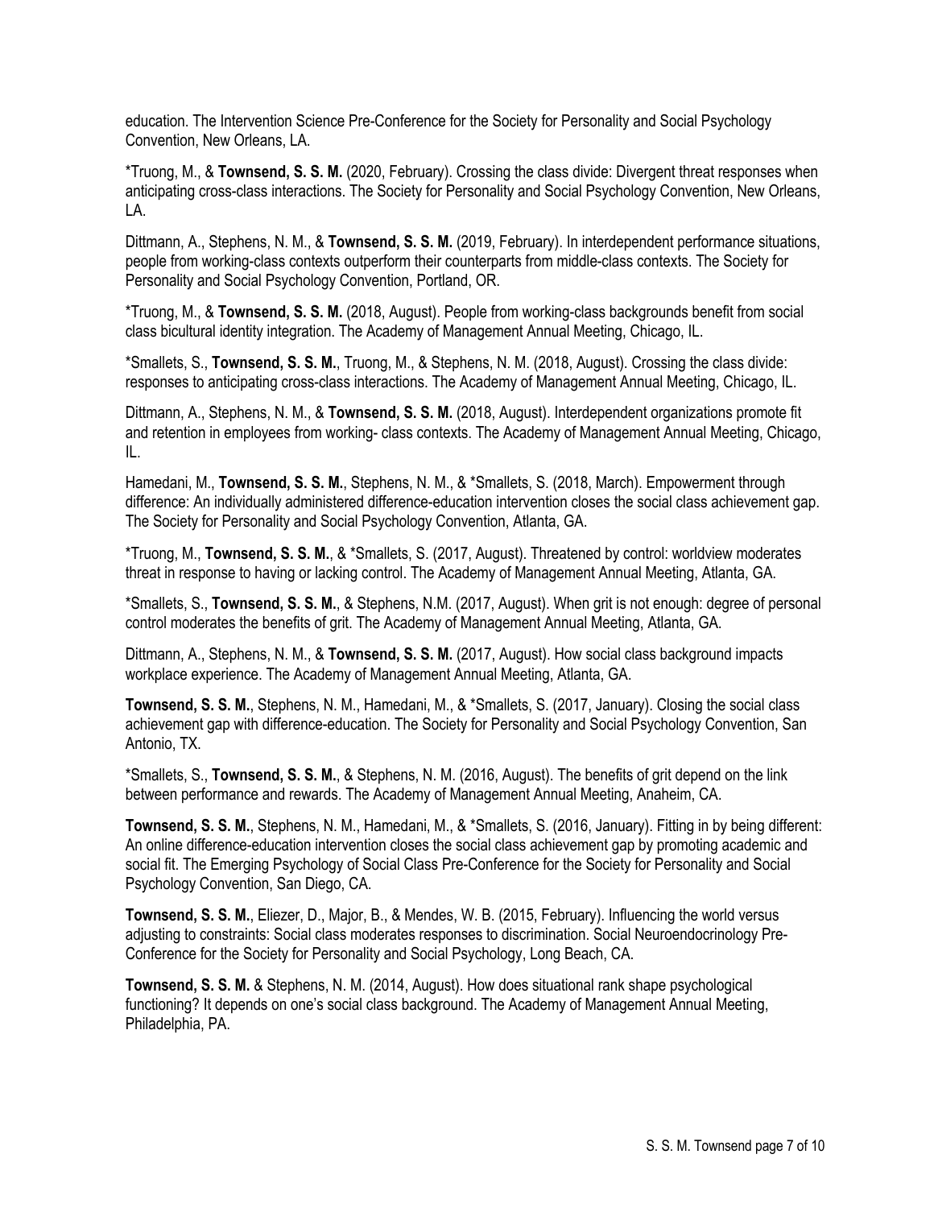education. The Intervention Science Pre-Conference for the Society for Personality and Social Psychology Convention, New Orleans, LA.

*Truong, M., & **Townsend, S. S. M.** (2020, February). Crossing the class divide: Divergent threat responses when anticipating cross-class interactions. The Society for Personality and Social Psychology Convention, New Orleans, LA.

Dittmann, A., Stephens, N. M., & **Townsend, S. S. M.** (2019, February). In interdependent performance situations, people from working-class contexts outperform their counterparts from middle-class contexts. The Society for Personality and Social Psychology Convention, Portland, OR.

*Truong, M., & **Townsend, S. S. M.** (2018, August). People from working-class backgrounds benefit from social class bicultural identity integration. The Academy of Management Annual Meeting, Chicago, IL.

*Smallets, S., **Townsend, S. S. M.**, Truong, M., & Stephens, N. M. (2018, August). Crossing the class divide: responses to anticipating cross-class interactions. The Academy of Management Annual Meeting, Chicago, IL.

Dittmann, A., Stephens, N. M., & **Townsend, S. S. M.** (2018, August). Interdependent organizations promote fit and retention in employees from working- class contexts. The Academy of Management Annual Meeting, Chicago, IL.

Hamedani, M., **Townsend, S. S. M.**, Stephens, N. M., & *Smallets, S. (2018, March). Empowerment through difference: An individually administered difference-education intervention closes the social class achievement gap. The Society for Personality and Social Psychology Convention, Atlanta, GA.

*Truong, M., **Townsend, S. S. M.**, & *Smallets, S. (2017, August). Threatened by control: worldview moderates threat in response to having or lacking control. The Academy of Management Annual Meeting, Atlanta, GA.

*Smallets, S., **Townsend, S. S. M.**, & Stephens, N.M. (2017, August). When grit is not enough: degree of personal control moderates the benefits of grit. The Academy of Management Annual Meeting, Atlanta, GA.

Dittmann, A., Stephens, N. M., & **Townsend, S. S. M.** (2017, August). How social class background impacts workplace experience. The Academy of Management Annual Meeting, Atlanta, GA.

**Townsend, S. S. M.**, Stephens, N. M., Hamedani, M., & *Smallets, S. (2017, January). Closing the social class achievement gap with difference-education. The Society for Personality and Social Psychology Convention, San Antonio, TX.

*Smallets, S., **Townsend, S. S. M.**, & Stephens, N. M. (2016, August). The benefits of grit depend on the link between performance and rewards. The Academy of Management Annual Meeting, Anaheim, CA.

**Townsend, S. S. M.**, Stephens, N. M., Hamedani, M., & *Smallets, S. (2016, January). Fitting in by being different: An online difference-education intervention closes the social class achievement gap by promoting academic and social fit. The Emerging Psychology of Social Class Pre-Conference for the Society for Personality and Social Psychology Convention, San Diego, CA.

**Townsend, S. S. M.**, Eliezer, D., Major, B., & Mendes, W. B. (2015, February). Influencing the world versus adjusting to constraints: Social class moderates responses to discrimination. Social Neuroendocrinology Pre-Conference for the Society for Personality and Social Psychology, Long Beach, CA.

**Townsend, S. S. M.** & Stephens, N. M. (2014, August). How does situational rank shape psychological functioning? It depends on one's social class background. The Academy of Management Annual Meeting, Philadelphia, PA.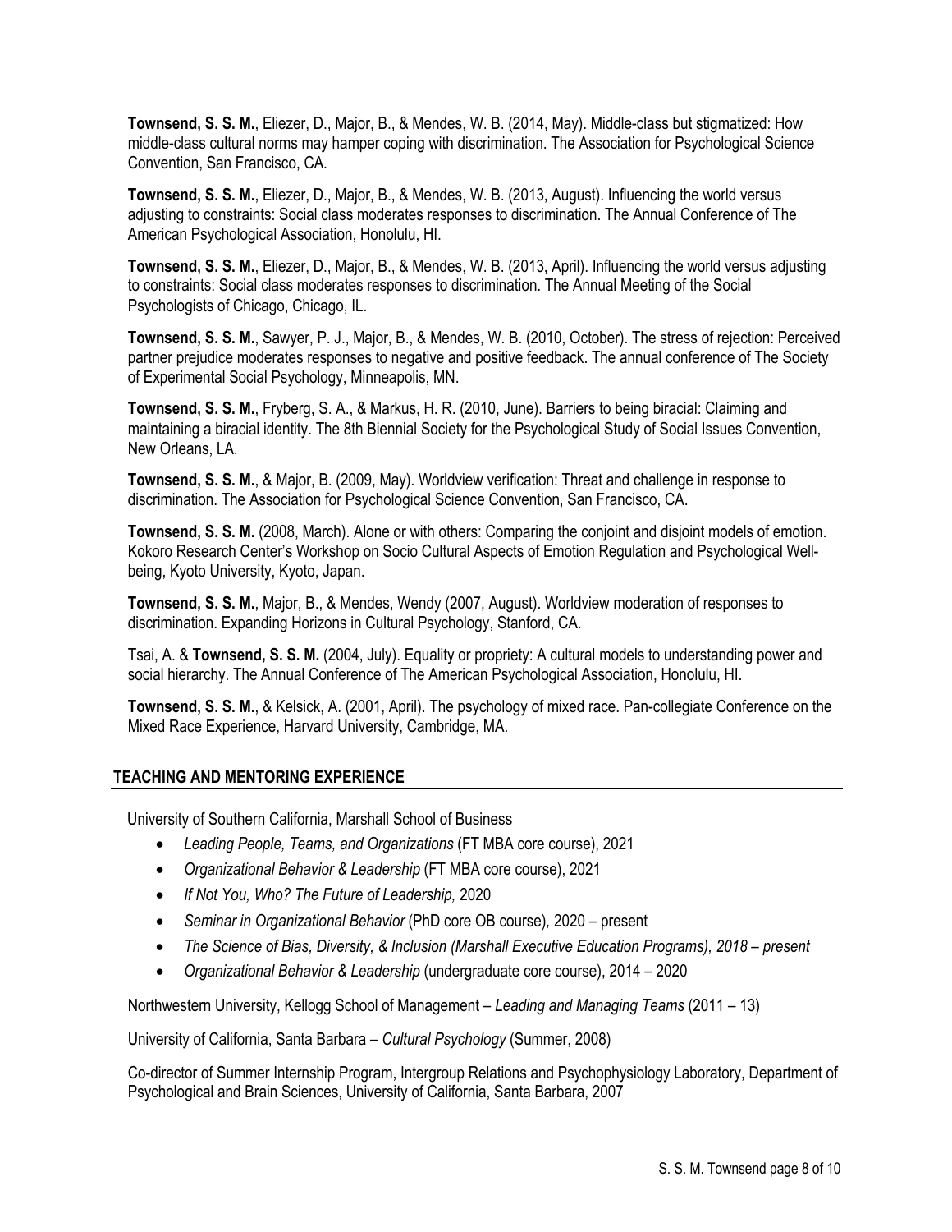**Townsend, S. S. M.**, Eliezer, D., Major, B., & Mendes, W. B. (2014, May). Middle-class but stigmatized: How middle-class cultural norms may hamper coping with discrimination. The Association for Psychological Science Convention, San Francisco, CA.

**Townsend, S. S. M.**, Eliezer, D., Major, B., & Mendes, W. B. (2013, August). Influencing the world versus adjusting to constraints: Social class moderates responses to discrimination. The Annual Conference of The American Psychological Association, Honolulu, HI.

**Townsend, S. S. M.**, Eliezer, D., Major, B., & Mendes, W. B. (2013, April). Influencing the world versus adjusting to constraints: Social class moderates responses to discrimination. The Annual Meeting of the Social Psychologists of Chicago, Chicago, IL.

**Townsend, S. S. M.**, Sawyer, P. J., Major, B., & Mendes, W. B. (2010, October). The stress of rejection: Perceived partner prejudice moderates responses to negative and positive feedback. The annual conference of The Society of Experimental Social Psychology, Minneapolis, MN.

**Townsend, S. S. M.**, Fryberg, S. A., & Markus, H. R. (2010, June). Barriers to being biracial: Claiming and maintaining a biracial identity. The 8th Biennial Society for the Psychological Study of Social Issues Convention, New Orleans, LA.

**Townsend, S. S. M.**, & Major, B. (2009, May). Worldview verification: Threat and challenge in response to discrimination. The Association for Psychological Science Convention, San Francisco, CA.

**Townsend, S. S. M.** (2008, March). Alone or with others: Comparing the conjoint and disjoint models of emotion. Kokoro Research Center's Workshop on Socio Cultural Aspects of Emotion Regulation and Psychological Well-being, Kyoto University, Kyoto, Japan.

**Townsend, S. S. M.**, Major, B., & Mendes, Wendy (2007, August). Worldview moderation of responses to discrimination. Expanding Horizons in Cultural Psychology, Stanford, CA.

Tsai, A. & **Townsend, S. S. M.** (2004, July). Equality or propriety: A cultural models to understanding power and social hierarchy. The Annual Conference of The American Psychological Association, Honolulu, HI.

**Townsend, S. S. M.**, & Kelsick, A. (2001, April). The psychology of mixed race. Pan-collegiate Conference on the Mixed Race Experience, Harvard University, Cambridge, MA.

## TEACHING AND MENTORING EXPERIENCE

University of Southern California, Marshall School of Business

- *Leading People, Teams, and Organizations* (FT MBA core course), 2021
- *Organizational Behavior & Leadership* (FT MBA core course), 2021
- *If Not You, Who? The Future of Leadership,* 2020
- *Seminar in Organizational Behavior* (PhD core OB course), 2020 – present
- *The Science of Bias, Diversity, & Inclusion (Marshall Executive Education Programs), 2018 – present*
- *Organizational Behavior & Leadership* (undergraduate core course), 2014 – 2020

Northwestern University, Kellogg School of Management – *Leading and Managing Teams* (2011 – 13)

University of California, Santa Barbara – *Cultural Psychology* (Summer, 2008)

Co-director of Summer Internship Program, Intergroup Relations and Psychophysiology Laboratory, Department of Psychological and Brain Sciences, University of California, Santa Barbara, 2007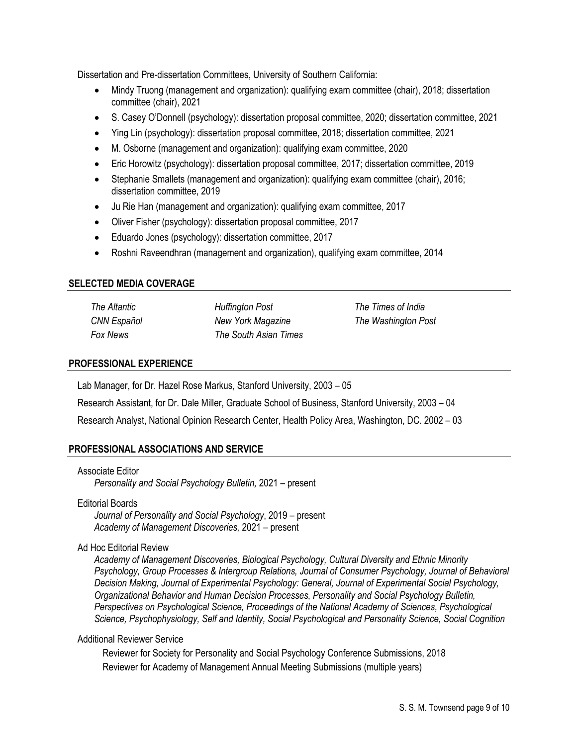Dissertation and Pre-dissertation Committees, University of Southern California:

- Mindy Truong (management and organization): qualifying exam committee (chair), 2018; dissertation committee (chair), 2021
- S. Casey O'Donnell (psychology): dissertation proposal committee, 2020; dissertation committee, 2021
- Ying Lin (psychology): dissertation proposal committee, 2018; dissertation committee, 2021
- M. Osborne (management and organization): qualifying exam committee, 2020
- Eric Horowitz (psychology): dissertation proposal committee, 2017; dissertation committee, 2019
- Stephanie Smallets (management and organization): qualifying exam committee (chair), 2016; dissertation committee, 2019
- Ju Rie Han (management and organization): qualifying exam committee, 2017
- Oliver Fisher (psychology): dissertation proposal committee, 2017
- Eduardo Jones (psychology): dissertation committee, 2017
- Roshni Raveendhran (management and organization), qualifying exam committee, 2014

## SELECTED MEDIA COVERAGE

*The Altantic*
*CNN Español*
*Fox News*
*Huffington Post*
*New York Magazine*
*The South Asian Times*
*The Times of India*
*The Washington Post*

## PROFESSIONAL EXPERIENCE

Lab Manager, for Dr. Hazel Rose Markus, Stanford University, 2003 – 05

Research Assistant, for Dr. Dale Miller, Graduate School of Business, Stanford University, 2003 – 04

Research Analyst, National Opinion Research Center, Health Policy Area, Washington, DC. 2002 – 03

## PROFESSIONAL ASSOCIATIONS AND SERVICE

Associate Editor
*Personality and Social Psychology Bulletin,* 2021 – present

Editorial Boards
*Journal of Personality and Social Psychology*, 2019 – present
*Academy of Management Discoveries,* 2021 – present

Ad Hoc Editorial Review
*Academy of Management Discoveries, Biological Psychology, Cultural Diversity and Ethnic Minority Psychology, Group Processes & Intergroup Relations, Journal of Consumer Psychology, Journal of Behavioral Decision Making, Journal of Experimental Psychology: General, Journal of Experimental Social Psychology, Organizational Behavior and Human Decision Processes, Personality and Social Psychology Bulletin, Perspectives on Psychological Science, Proceedings of the National Academy of Sciences, Psychological Science, Psychophysiology, Self and Identity, Social Psychological and Personality Science, Social Cognition*

Additional Reviewer Service
Reviewer for Society for Personality and Social Psychology Conference Submissions, 2018
Reviewer for Academy of Management Annual Meeting Submissions (multiple years)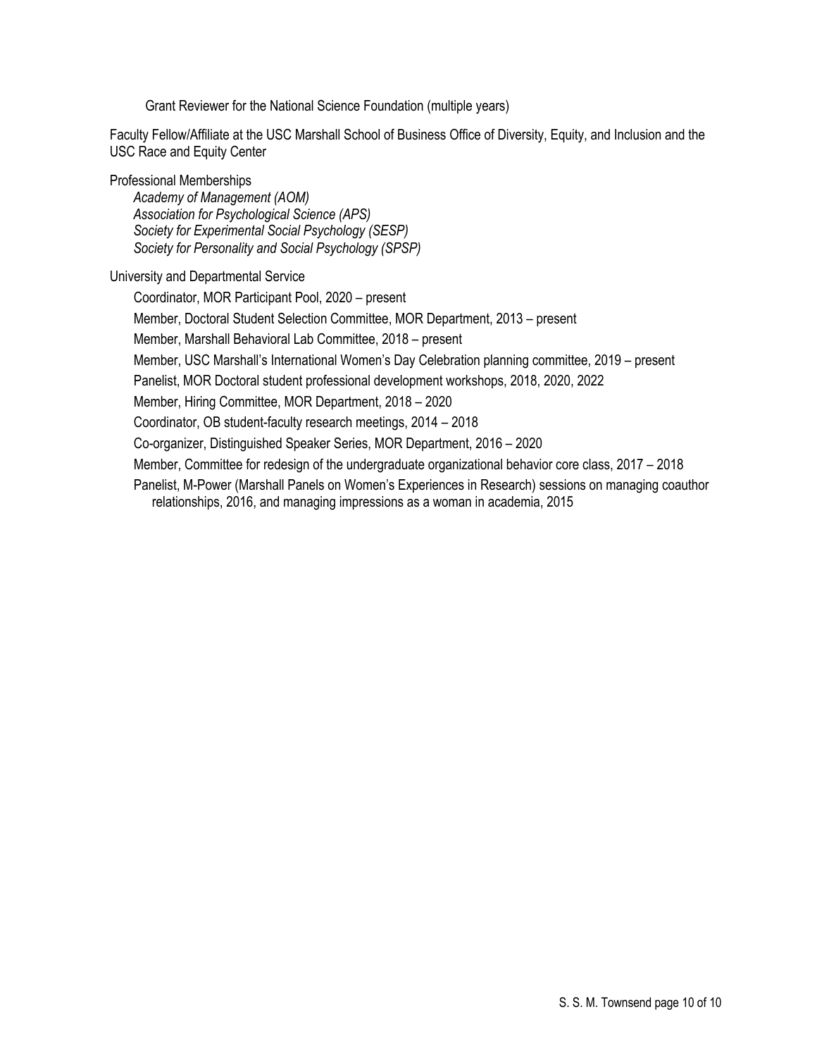Grant Reviewer for the National Science Foundation (multiple years)

Faculty Fellow/Affiliate at the USC Marshall School of Business Office of Diversity, Equity, and Inclusion and the USC Race and Equity Center

Professional Memberships

*Academy of Management (AOM)*
*Association for Psychological Science (APS)*
*Society for Experimental Social Psychology (SESP)*
*Society for Personality and Social Psychology (SPSP)*

University and Departmental Service

- Coordinator, MOR Participant Pool, 2020 – present
- Member, Doctoral Student Selection Committee, MOR Department, 2013 – present
- Member, Marshall Behavioral Lab Committee, 2018 – present
- Member, USC Marshall's International Women's Day Celebration planning committee, 2019 – present
- Panelist, MOR Doctoral student professional development workshops, 2018, 2020, 2022
- Member, Hiring Committee, MOR Department, 2018 – 2020
- Coordinator, OB student-faculty research meetings, 2014 – 2018
- Co-organizer, Distinguished Speaker Series, MOR Department, 2016 – 2020
- Member, Committee for redesign of the undergraduate organizational behavior core class, 2017 – 2018
- Panelist, M-Power (Marshall Panels on Women's Experiences in Research) sessions on managing coauthor relationships, 2016, and managing impressions as a woman in academia, 2015